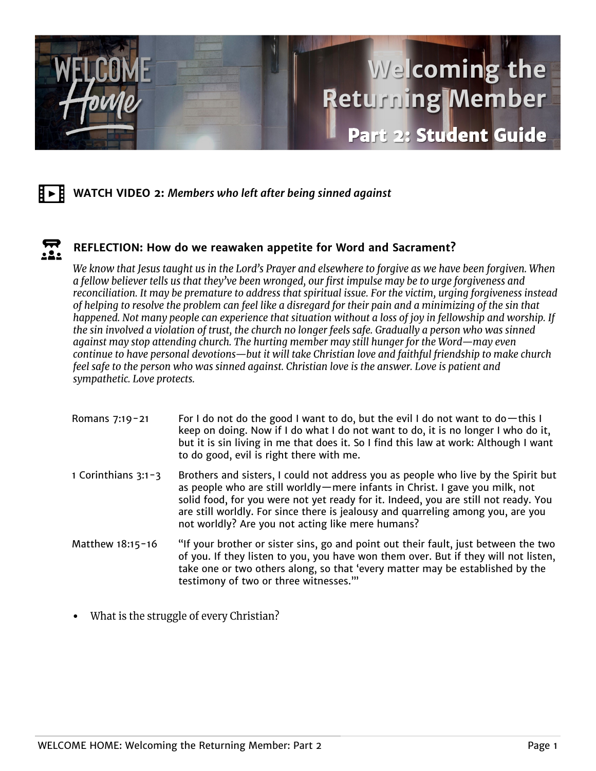# Welcoming the Returning Member

## Part 2: Student Guide

**WATCH VIDEO 2:** *Members who left after being sinned against*

**REFLECTION: How do we reawaken appetite for Word and Sacrament?**

*We know that Jesus taught us in the Lord's Prayer and elsewhere to forgive as we have been forgiven. When a fellow believer tells us that they've been wronged, our first impulse may be to urge forgiveness and reconciliation. It may be premature to address that spiritual issue. For the victim, urging forgiveness instead of helping to resolve the problem can feel like a disregard for their pain and a minimizing of the sin that happened. Not many people can experience that situation without a loss of joy in fellowship and worship. If the sin involved a violation of trust, the church no longer feels safe. Gradually a person who was sinned against may stop attending church. The hurting member may still hunger for the Word—may even continue to have personal devotions—but it will take Christian love and faithful friendship to make church feel safe to the person who was sinned against. Christian love is the answer. Love is patient and sympathetic. Love protects.*

| | |
|---|---|
| Romans 7:19-21 | For I do not do the good I want to do, but the evil I do not want to do—this I keep on doing. Now if I do what I do not want to do, it is no longer I who do it, but it is sin living in me that does it. So I find this law at work: Although I want to do good, evil is right there with me. |
| 1 Corinthians 3:1-3 | Brothers and sisters, I could not address you as people who live by the Spirit but as people who are still worldly—mere infants in Christ. I gave you milk, not solid food, for you were not yet ready for it. Indeed, you are still not ready. You are still worldly. For since there is jealousy and quarreling among you, are you not worldly? Are you not acting like mere humans? |
| Matthew 18:15-16 | "If your brother or sister sins, go and point out their fault, just between the two of you. If they listen to you, you have won them over. But if they will not listen, take one or two others along, so that 'every matter may be established by the testimony of two or three witnesses.'" |

- What is the struggle of every Christian?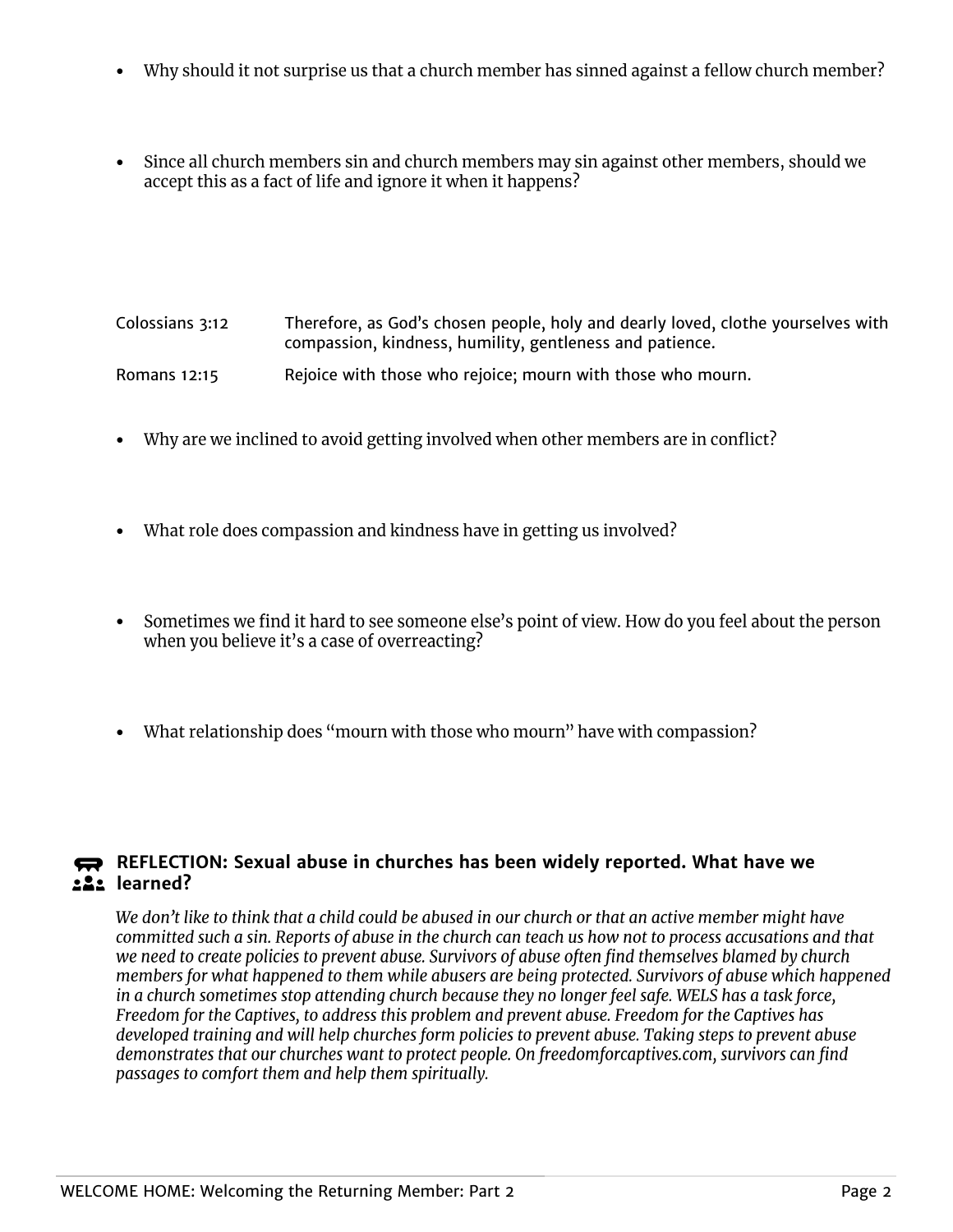- Why should it not surprise us that a church member has sinned against a fellow church member?

- Since all church members sin and church members may sin against other members, should we accept this as a fact of life and ignore it when it happens?

| | |
|---|---|
| Colossians 3:12 | Therefore, as God's chosen people, holy and dearly loved, clothe yourselves with compassion, kindness, humility, gentleness and patience. |
| Romans 12:15 | Rejoice with those who rejoice; mourn with those who mourn. |

- Why are we inclined to avoid getting involved when other members are in conflict?

- What role does compassion and kindness have in getting us involved?

- Sometimes we find it hard to see someone else's point of view. How do you feel about the person when you believe it's a case of overreacting?

- What relationship does "mourn with those who mourn" have with compassion?

### REFLECTION: Sexual abuse in churches has been widely reported. What have we learned?

*We don't like to think that a child could be abused in our church or that an active member might have committed such a sin. Reports of abuse in the church can teach us how not to process accusations and that we need to create policies to prevent abuse. Survivors of abuse often find themselves blamed by church members for what happened to them while abusers are being protected. Survivors of abuse which happened in a church sometimes stop attending church because they no longer feel safe. WELS has a task force, Freedom for the Captives, to address this problem and prevent abuse. Freedom for the Captives has developed training and will help churches form policies to prevent abuse. Taking steps to prevent abuse demonstrates that our churches want to protect people. On freedomforcaptives.com, survivors can find passages to comfort them and help them spiritually.*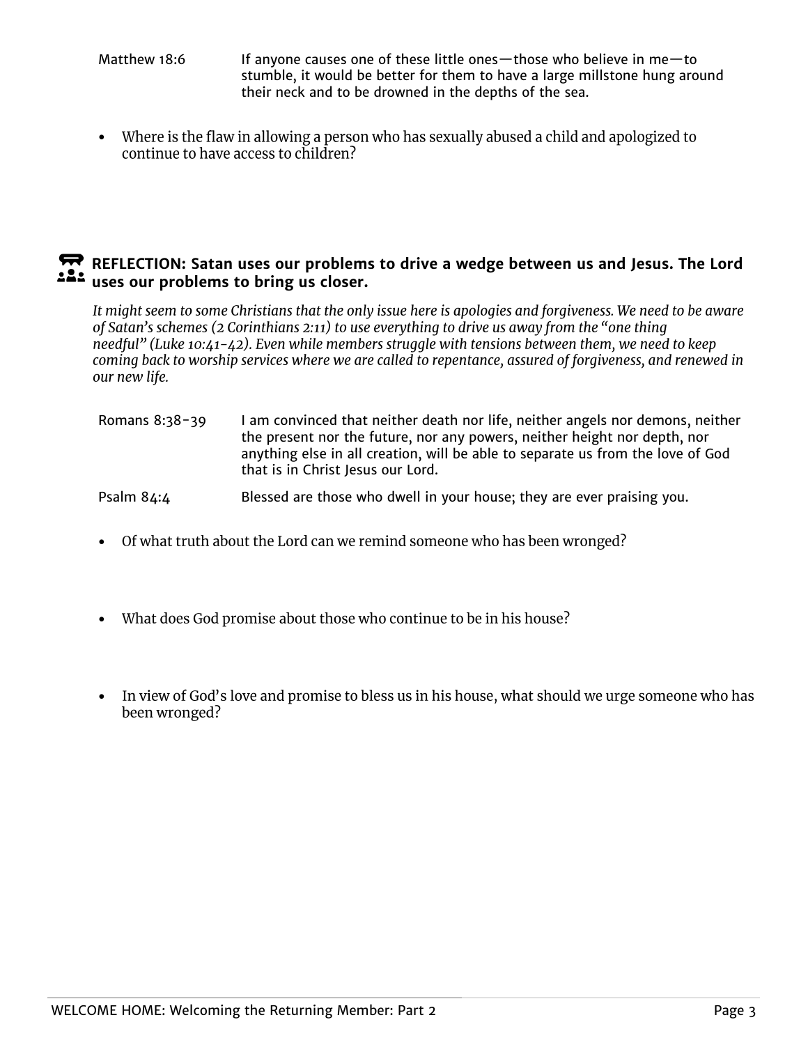| | |
|---|---|
| Matthew 18:6 | If anyone causes one of these little ones—those who believe in me—to stumble, it would be better for them to have a large millstone hung around their neck and to be drowned in the depths of the sea. |

- Where is the flaw in allowing a person who has sexually abused a child and apologized to continue to have access to children?

**REFLECTION: Satan uses our problems to drive a wedge between us and Jesus. The Lord uses our problems to bring us closer.**

*It might seem to some Christians that the only issue here is apologies and forgiveness. We need to be aware of Satan's schemes (2 Corinthians 2:11) to use everything to drive us away from the "one thing needful" (Luke 10:41-42). Even while members struggle with tensions between them, we need to keep coming back to worship services where we are called to repentance, assured of forgiveness, and renewed in our new life.*

| | |
|---|---|
| Romans 8:38-39 | I am convinced that neither death nor life, neither angels nor demons, neither the present nor the future, nor any powers, neither height nor depth, nor anything else in all creation, will be able to separate us from the love of God that is in Christ Jesus our Lord. |
| Psalm 84:4 | Blessed are those who dwell in your house; they are ever praising you. |

- Of what truth about the Lord can we remind someone who has been wronged?

- What does God promise about those who continue to be in his house?

- In view of God's love and promise to bless us in his house, what should we urge someone who has been wronged?